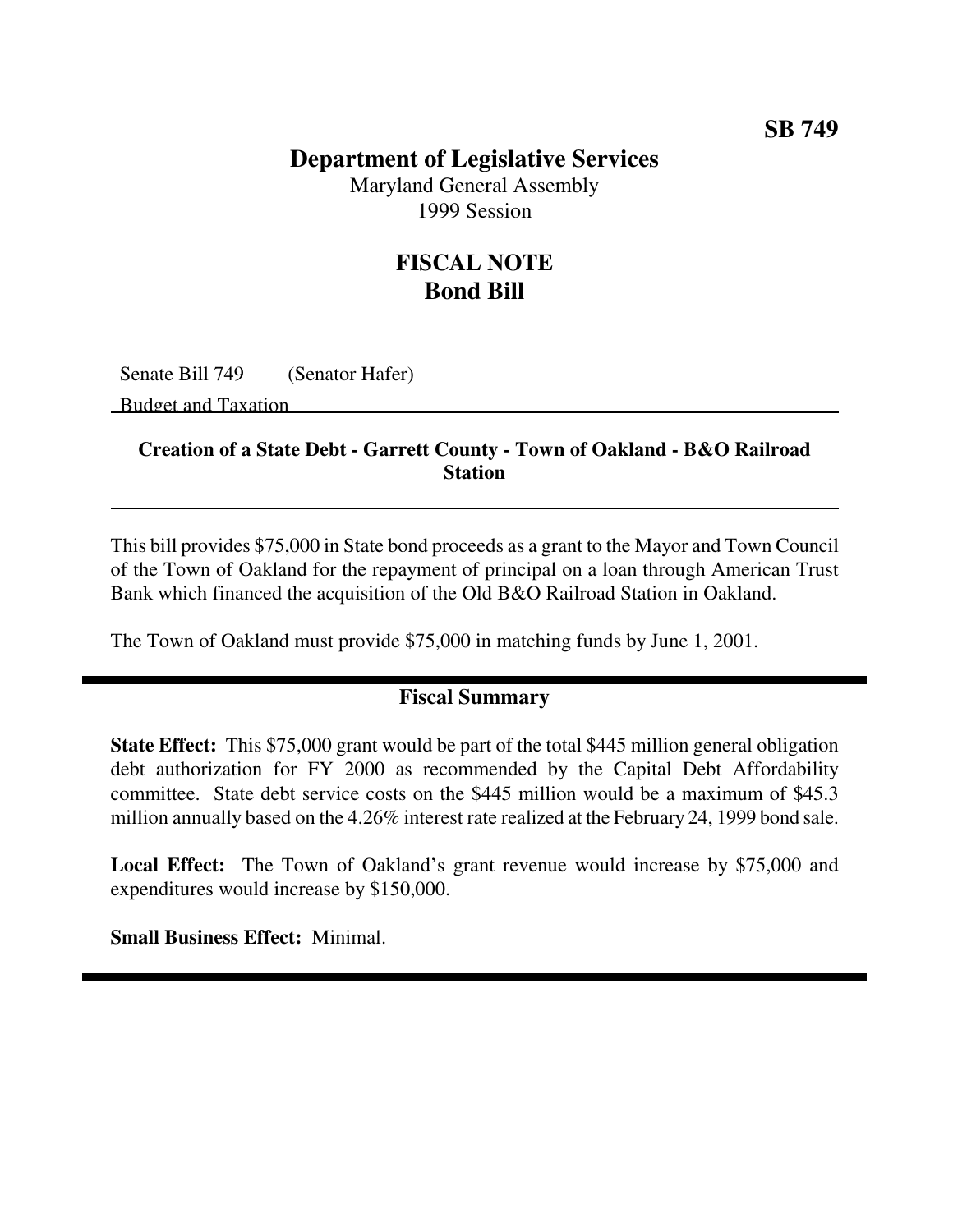**SB 749**

# Department of Legislative Services

Maryland General Assembly
1999 Session

## FISCAL NOTE
## Bond Bill

Senate Bill 749 (Senator Hafer)
Budget and Taxation

**Creation of a State Debt - Garrett County - Town of Oakland - B&O Railroad Station**

This bill provides $75,000 in State bond proceeds as a grant to the Mayor and Town Council of the Town of Oakland for the repayment of principal on a loan through American Trust Bank which financed the acquisition of the Old B&O Railroad Station in Oakland.

The Town of Oakland must provide $75,000 in matching funds by June 1, 2001.

## Fiscal Summary

**State Effect:** This $75,000 grant would be part of the total $445 million general obligation debt authorization for FY 2000 as recommended by the Capital Debt Affordability committee. State debt service costs on the $445 million would be a maximum of $45.3 million annually based on the 4.26% interest rate realized at the February 24, 1999 bond sale.

**Local Effect:** The Town of Oakland's grant revenue would increase by $75,000 and expenditures would increase by $150,000.

**Small Business Effect:** Minimal.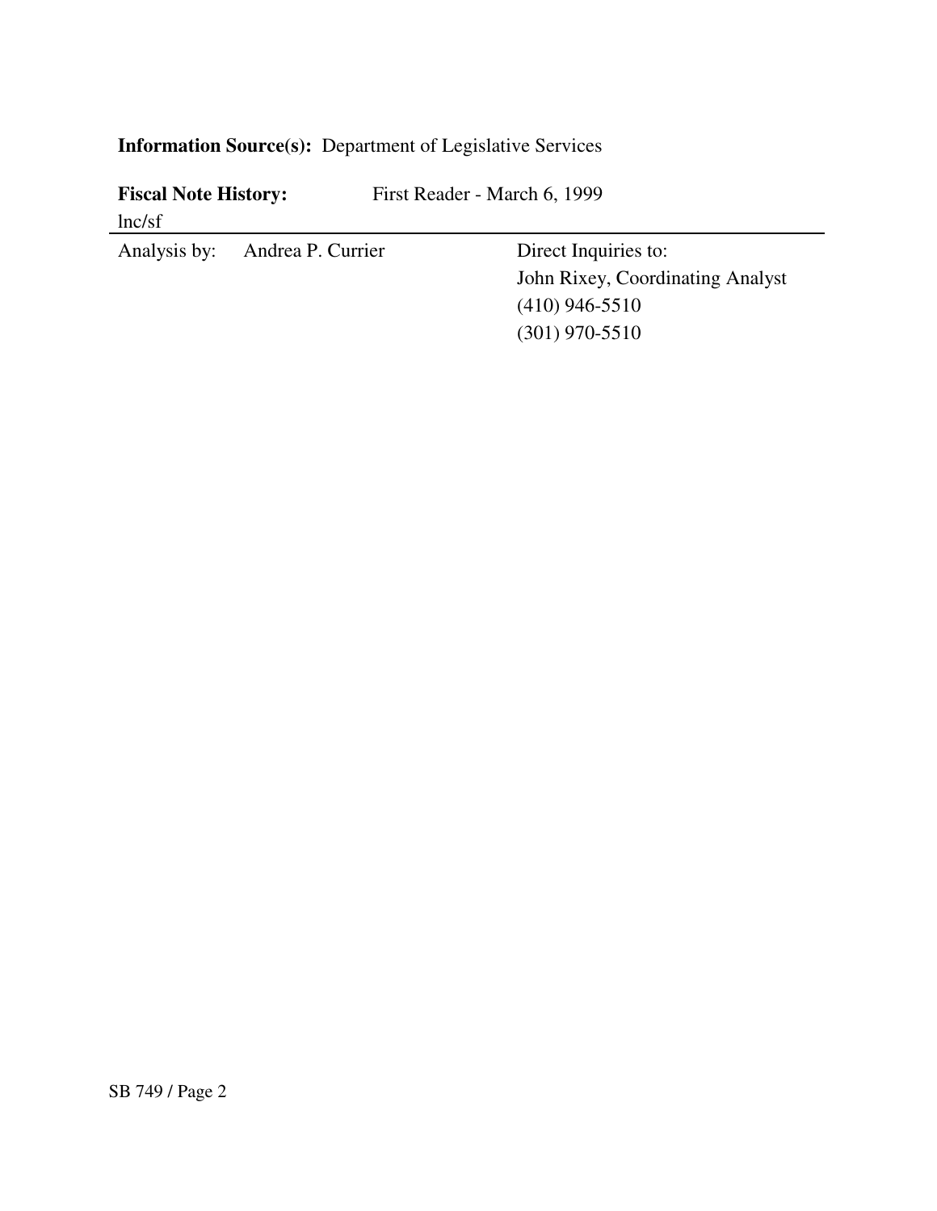**Information Source(s):** Department of Legislative Services

**Fiscal Note History:** First Reader - March 6, 1999
lnc/sf

---

Analysis by: Andrea P. Currier

Direct Inquiries to:
John Rixey, Coordinating Analyst
(410) 946-5510
(301) 970-5510